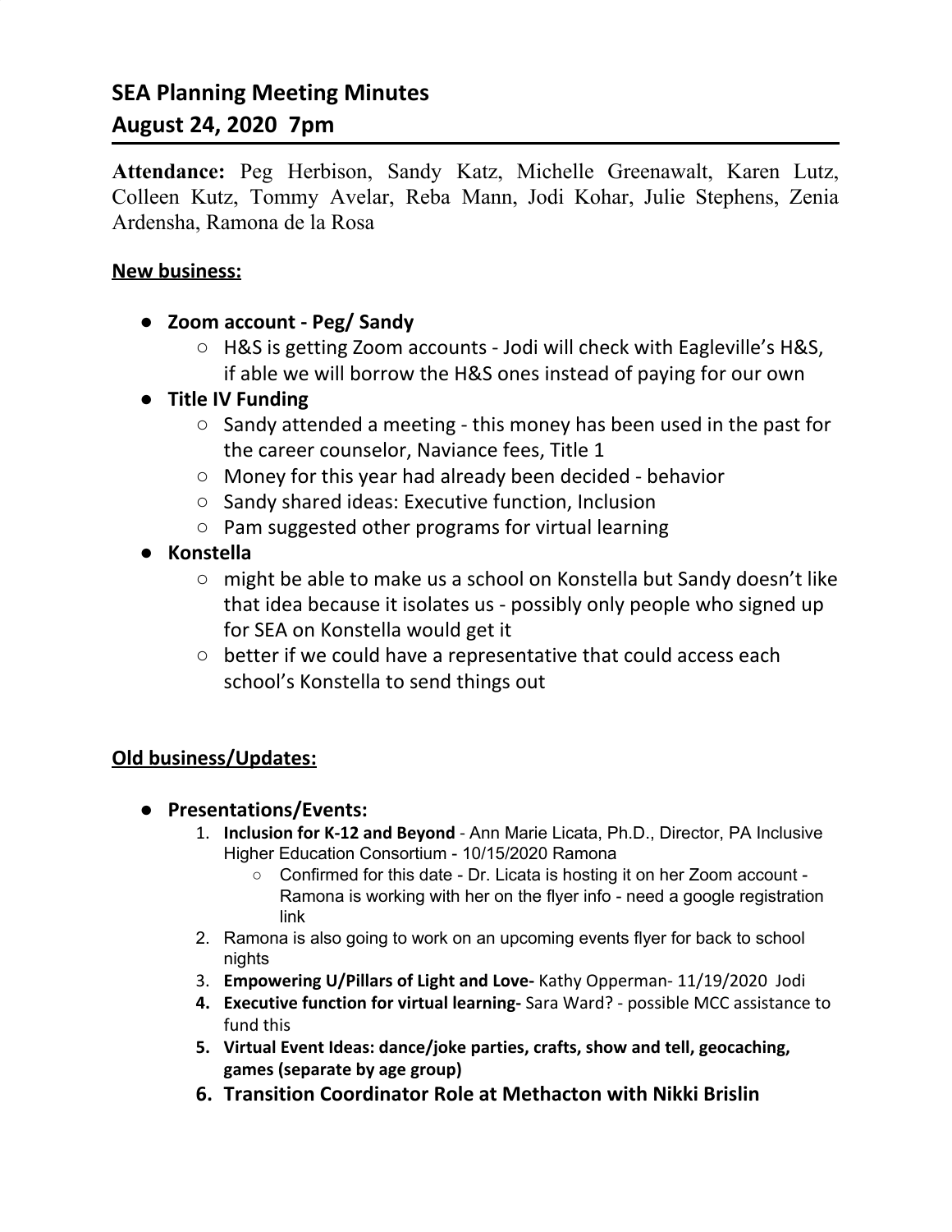# SEA Planning Meeting Minutes
# August 24, 2020 7pm

**Attendance:** Peg Herbison, Sandy Katz, Michelle Greenawalt, Karen Lutz, Colleen Kutz, Tommy Avelar, Reba Mann, Jodi Kohar, Julie Stephens, Zenia Ardensha, Ramona de la Rosa

**New business:**

- **Zoom account - Peg/ Sandy**
  - H&S is getting Zoom accounts - Jodi will check with Eagleville's H&S, if able we will borrow the H&S ones instead of paying for our own
- **Title IV Funding**
  - Sandy attended a meeting - this money has been used in the past for the career counselor, Naviance fees, Title 1
  - Money for this year had already been decided - behavior
  - Sandy shared ideas: Executive function, Inclusion
  - Pam suggested other programs for virtual learning
- **Konstella**
  - might be able to make us a school on Konstella but Sandy doesn't like that idea because it isolates us - possibly only people who signed up for SEA on Konstella would get it
  - better if we could have a representative that could access each school's Konstella to send things out

**Old business/Updates:**

- **Presentations/Events:**
  1. **Inclusion for K-12 and Beyond** - Ann Marie Licata, Ph.D., Director, PA Inclusive Higher Education Consortium - 10/15/2020 Ramona
     - Confirmed for this date - Dr. Licata is hosting it on her Zoom account - Ramona is working with her on the flyer info - need a google registration link
  2. Ramona is also going to work on an upcoming events flyer for back to school nights
  3. **Empowering U/Pillars of Light and Love-** Kathy Opperman- 11/19/2020 Jodi
  4. **Executive function for virtual learning-** Sara Ward? - possible MCC assistance to fund this
  5. **Virtual Event Ideas: dance/joke parties, crafts, show and tell, geocaching, games (separate by age group)**
  6. **Transition Coordinator Role at Methacton with Nikki Brislin**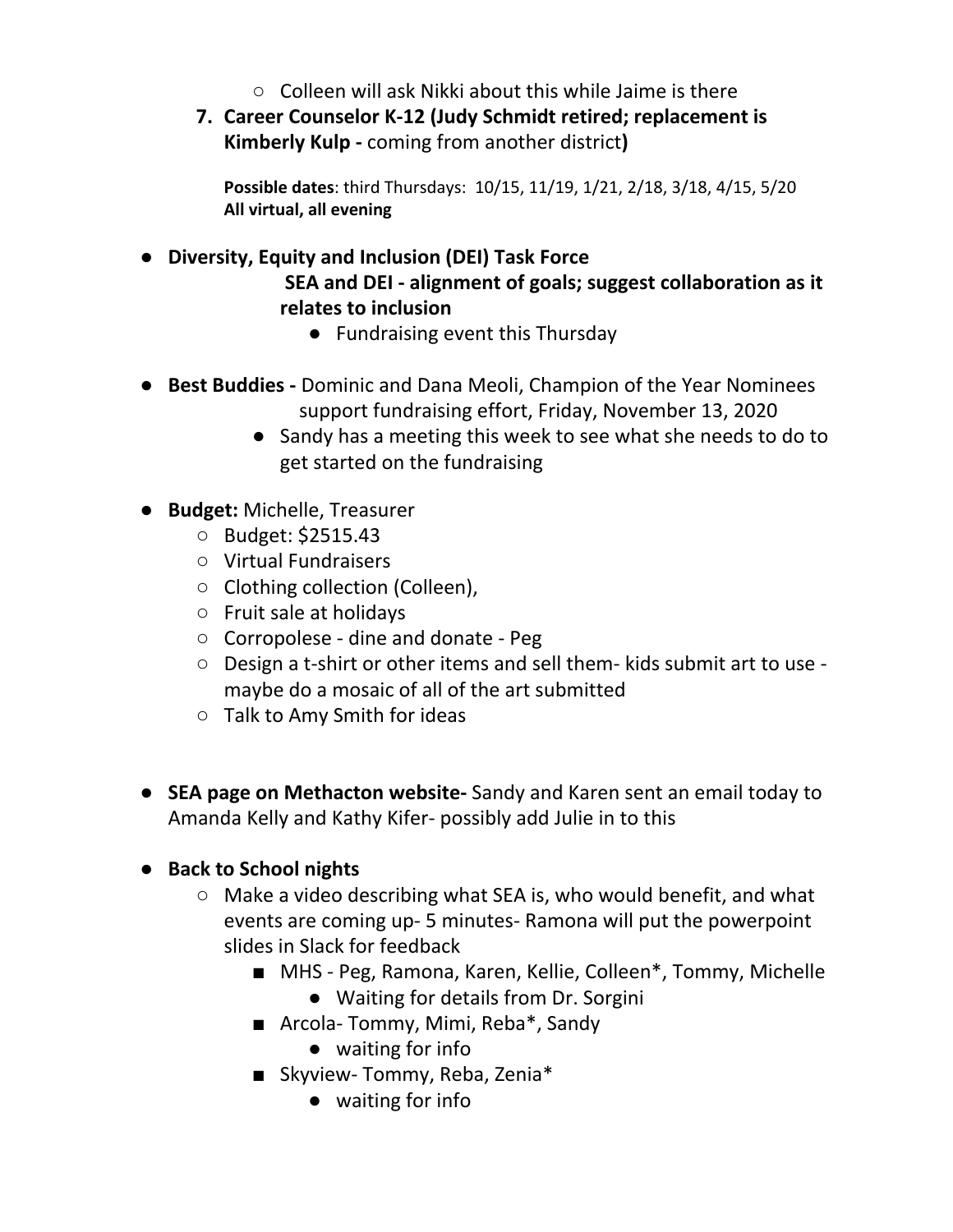- Colleen will ask Nikki about this while Jaime is there

7. **Career Counselor K-12 (Judy Schmidt retired; replacement is Kimberly Kulp -** coming from another district**)**

   **Possible dates**: third Thursdays: 10/15, 11/19, 1/21, 2/18, 3/18, 4/15, 5/20
   **All virtual, all evening**

- **Diversity, Equity and Inclusion (DEI) Task Force**
  **SEA and DEI - alignment of goals; suggest collaboration as it relates to inclusion**
    - Fundraising event this Thursday

- **Best Buddies -** Dominic and Dana Meoli, Champion of the Year Nominees support fundraising effort, Friday, November 13, 2020
    - Sandy has a meeting this week to see what she needs to do to get started on the fundraising

- **Budget:** Michelle, Treasurer
    - Budget: $2515.43
    - Virtual Fundraisers
    - Clothing collection (Colleen),
    - Fruit sale at holidays
    - Corropolese - dine and donate - Peg
    - Design a t-shirt or other items and sell them- kids submit art to use - maybe do a mosaic of all of the art submitted
    - Talk to Amy Smith for ideas

- **SEA page on Methacton website-** Sandy and Karen sent an email today to Amanda Kelly and Kathy Kifer- possibly add Julie in to this

- **Back to School nights**
    - Make a video describing what SEA is, who would benefit, and what events are coming up- 5 minutes- Ramona will put the powerpoint slides in Slack for feedback
        - MHS - Peg, Ramona, Karen, Kellie, Colleen*, Tommy, Michelle
            - Waiting for details from Dr. Sorgini
        - Arcola- Tommy, Mimi, Reba*, Sandy
            - waiting for info
        - Skyview- Tommy, Reba, Zenia*
            - waiting for info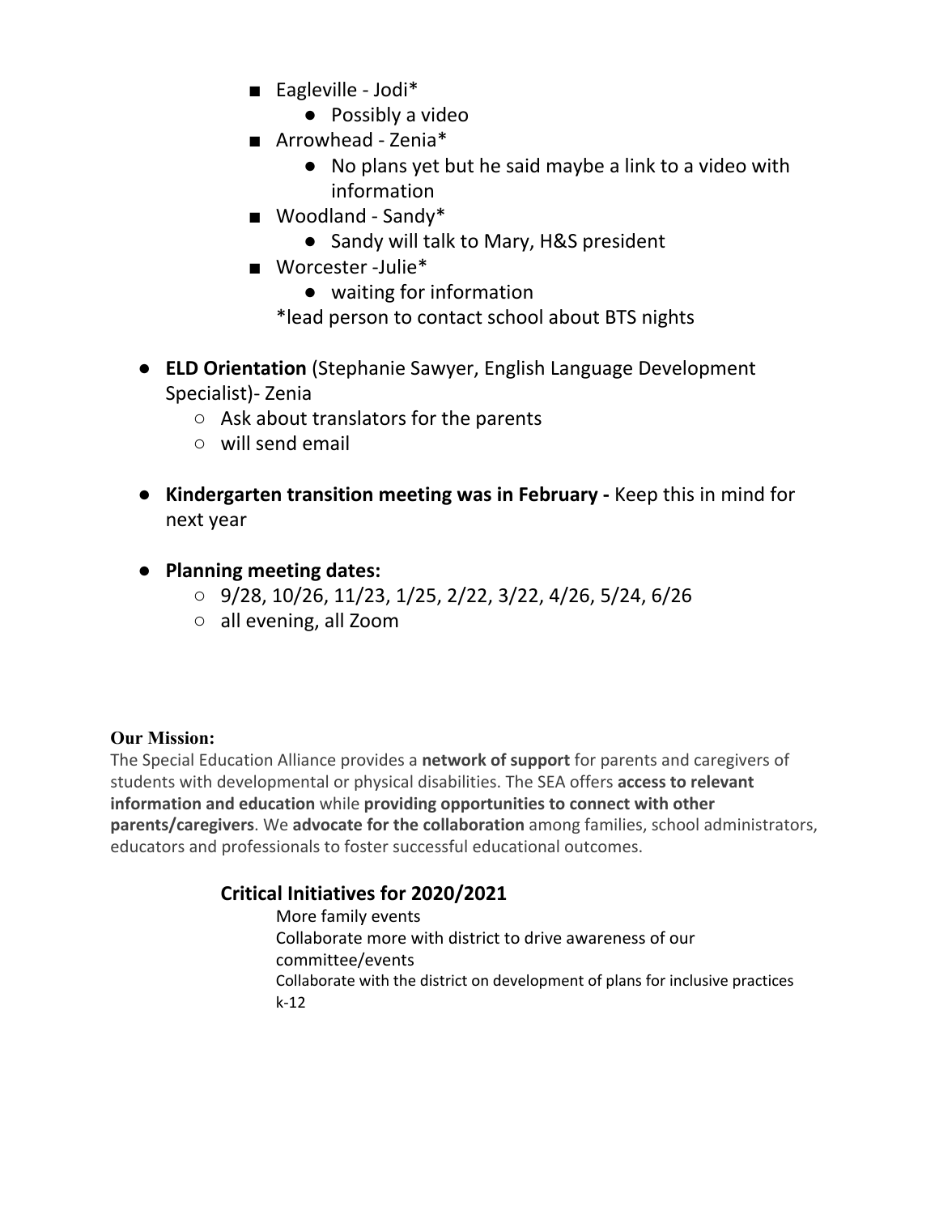- Eagleville - Jodi*
            - Possibly a video
        - Arrowhead - Zenia*
            - No plans yet but he said maybe a link to a video with information
        - Woodland - Sandy*
            - Sandy will talk to Mary, H&S president
        - Worcester -Julie*
            - waiting for information

        *lead person to contact school about BTS nights

- **ELD Orientation** (Stephanie Sawyer, English Language Development Specialist)- Zenia
    - Ask about translators for the parents
    - will send email
- **Kindergarten transition meeting was in February -** Keep this in mind for next year
- **Planning meeting dates:**
    - 9/28, 10/26, 11/23, 1/25, 2/22, 3/22, 4/26, 5/24, 6/26
    - all evening, all Zoom

**Our Mission:**

The Special Education Alliance provides a **network of support** for parents and caregivers of students with developmental or physical disabilities. The SEA offers **access to relevant information and education** while **providing opportunities to connect with other parents/caregivers**. We **advocate for the collaboration** among families, school administrators, educators and professionals to foster successful educational outcomes.

## Critical Initiatives for 2020/2021

More family events

Collaborate more with district to drive awareness of our committee/events

Collaborate with the district on development of plans for inclusive practices k-12